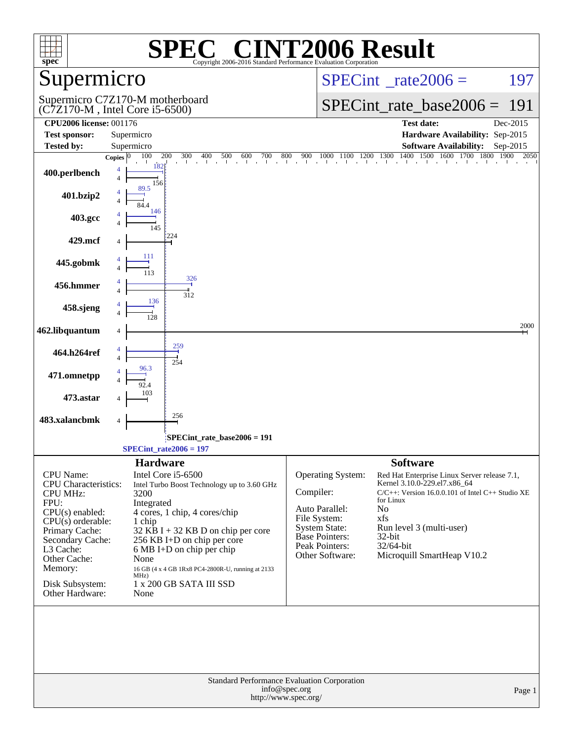# SPEC CINT2006 Result

Copyright 2006-2016 Standard Performance Evaluation Corporation

## Supermicro

Supermicro C7Z170-M motherboard
(C7Z170-M , Intel Core i5-6500)

SPECint_rate2006 = 197

SPECint_rate_base2006 = 191

| | | | |
|---|---|---|---|
| **CPU2006 license:** 001176 | | **Test date:** | Dec-2015 |
| **Test sponsor:** | Supermicro | **Hardware Availability:** | Sep-2015 |
| **Tested by:** | Supermicro | **Software Availability:** | Sep-2015 |

| Benchmark | Copies | Peak | Base |
|---|---|---|---|
| 400.perlbench | 4 | 182 | 156 |
| 401.bzip2 | 4 | 89.5 | 84.4 |
| 403.gcc | 4 | 146 | 145 |
| 429.mcf | 4 | | 224 |
| 445.gobmk | 4 | 111 | 113 |
| 456.hmmer | 4 | 326 | 312 |
| 458.sjeng | 4 | 136 | 128 |
| 462.libquantum | 4 | | 2000 |
| 464.h264ref | 4 | 259 | 254 |
| 471.omnetpp | 4 | 96.3 | 92.4 |
| 473.astar | 4 | | 103 |
| 483.xalancbmk | 4 | | 256 |

SPECint_rate_base2006 = 191

SPECint_rate2006 = 197

## Hardware

| | |
|---|---|
| CPU Name: | Intel Core i5-6500 |
| CPU Characteristics: | Intel Turbo Boost Technology up to 3.60 GHz |
| CPU MHz: | 3200 |
| FPU: | Integrated |
| CPU(s) enabled: | 4 cores, 1 chip, 4 cores/chip |
| CPU(s) orderable: | 1 chip |
| Primary Cache: | 32 KB I + 32 KB D on chip per core |
| Secondary Cache: | 256 KB I+D on chip per core |
| L3 Cache: | 6 MB I+D on chip per chip |
| Other Cache: | None |
| Memory: | 16 GB (4 x 4 GB 1Rx8 PC4-2800R-U, running at 2133 MHz) |
| Disk Subsystem: | 1 x 200 GB SATA III SSD |
| Other Hardware: | None |

## Software

| | |
|---|---|
| Operating System: | Red Hat Enterprise Linux Server release 7.1, Kernel 3.10.0-229.el7.x86_64 |
| Compiler: | C/C++: Version 16.0.0.101 of Intel C++ Studio XE for Linux |
| Auto Parallel: | No |
| File System: | xfs |
| System State: | Run level 3 (multi-user) |
| Base Pointers: | 32-bit |
| Peak Pointers: | 32/64-bit |
| Other Software: | Microquill SmartHeap V10.2 |

Standard Performance Evaluation Corporation
info@spec.org
http://www.spec.org/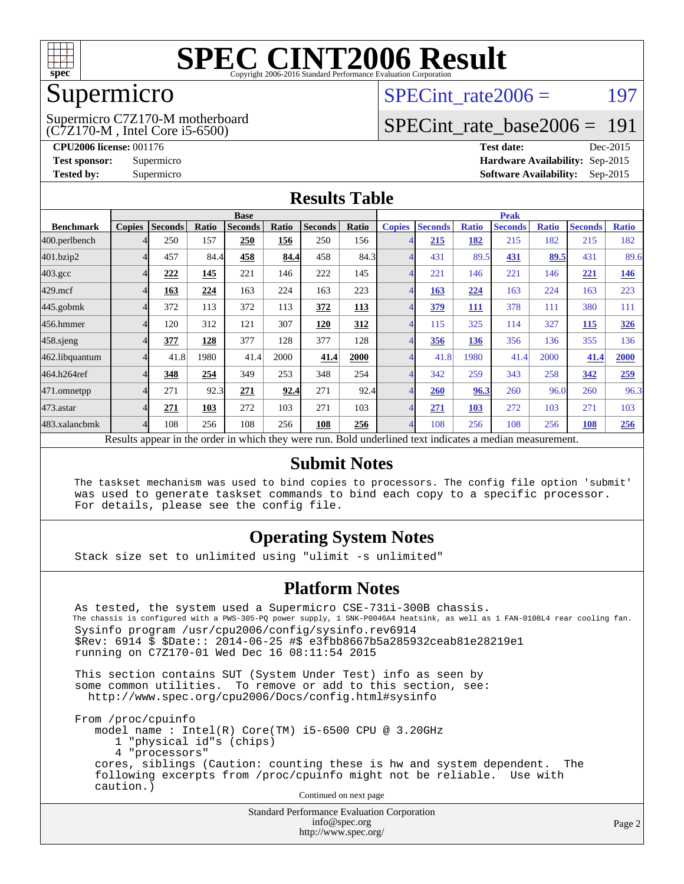# SPEC CINT2006 Result

Copyright 2006-2016 Standard Performance Evaluation Corporation

## Supermicro

Supermicro C7Z170-M motherboard
(C7Z170-M , Intel Core i5-6500)

SPECint_rate2006 = 197

SPECint_rate_base2006 = 191

**CPU2006 license:** 001176
**Test sponsor:** Supermicro
**Tested by:** Supermicro

**Test date:** Dec-2015
**Hardware Availability:** Sep-2015
**Software Availability:** Sep-2015

## Results Table

| Benchmark | Base | | | | | | | Peak | | | | | | |
|---|---|---|---|---|---|---|---|---|---|---|---|---|---|---|
| | Copies | Seconds | Ratio | Seconds | Ratio | Seconds | Ratio | Copies | Seconds | Ratio | Seconds | Ratio | Seconds | Ratio |
| 400.perlbench | 4 | 250 | 157 | **250** | **156** | 250 | 156 | 4 | **215** | **182** | 215 | 182 | 215 | 182 |
| 401.bzip2 | 4 | 457 | 84.4 | **458** | **84.4** | 458 | 84.3 | 4 | 431 | 89.5 | **431** | **89.5** | 431 | 89.6 |
| 403.gcc | 4 | **222** | **145** | 221 | 146 | 222 | 145 | 4 | 221 | 146 | 221 | 146 | **221** | **146** |
| 429.mcf | 4 | **163** | **224** | 163 | 224 | 163 | 223 | 4 | **163** | **224** | 163 | 224 | 163 | 223 |
| 445.gobmk | 4 | 372 | 113 | 372 | 113 | **372** | **113** | 4 | **379** | **111** | 378 | 111 | 380 | 111 |
| 456.hmmer | 4 | 120 | 312 | 121 | 307 | **120** | **312** | 4 | 115 | 325 | 114 | 327 | **115** | **326** |
| 458.sjeng | 4 | **377** | **128** | 377 | 128 | 377 | 128 | 4 | **356** | **136** | 356 | 136 | 355 | 136 |
| 462.libquantum | 4 | 41.8 | 1980 | 41.4 | 2000 | **41.4** | **2000** | 4 | 41.8 | 1980 | 41.4 | 2000 | **41.4** | **2000** |
| 464.h264ref | 4 | **348** | **254** | 349 | 253 | 348 | 254 | 4 | 342 | 259 | 343 | 258 | **342** | **259** |
| 471.omnetpp | 4 | 271 | 92.3 | **271** | **92.4** | 271 | 92.4 | 4 | **260** | **96.3** | 260 | 96.0 | 260 | 96.3 |
| 473.astar | 4 | **271** | **103** | 272 | 103 | 271 | 103 | 4 | **271** | **103** | 272 | 103 | 271 | 103 |
| 483.xalancbmk | 4 | 108 | 256 | 108 | 256 | **108** | **256** | 4 | 108 | 256 | 108 | 256 | **108** | **256** |

Results appear in the order in which they were run. Bold underlined text indicates a median measurement.

## Submit Notes

```
The taskset mechanism was used to bind copies to processors. The config file option 'submit'
was used to generate taskset commands to bind each copy to a specific processor.
For details, please see the config file.
```

## Operating System Notes

```
Stack size set to unlimited using "ulimit -s unlimited"
```

## Platform Notes

```
As tested, the system used a Supermicro CSE-731i-300B chassis.
The chassis is configured with a PWS-305-PQ power supply, 1 SNK-P0046A4 heatsink, as well as 1 FAN-0108L4 rear cooling fan.
Sysinfo program /usr/cpu2006/config/sysinfo.rev6914
$Rev: 6914 $ $Date:: 2014-06-25 #$ e3fbb8667b5a285932ceab81e28219e1
running on C7Z170-01 Wed Dec 16 08:11:54 2015

This section contains SUT (System Under Test) info as seen by
some common utilities.  To remove or add to this section, see:
  http://www.spec.org/cpu2006/Docs/config.html#sysinfo

From /proc/cpuinfo
   model name : Intel(R) Core(TM) i5-6500 CPU @ 3.20GHz
      1 "physical id"s (chips)
      4 "processors"
   cores, siblings (Caution: counting these is hw and system dependent.  The
   following excerpts from /proc/cpuinfo might not be reliable.  Use with
   caution.)
```

Continued on next page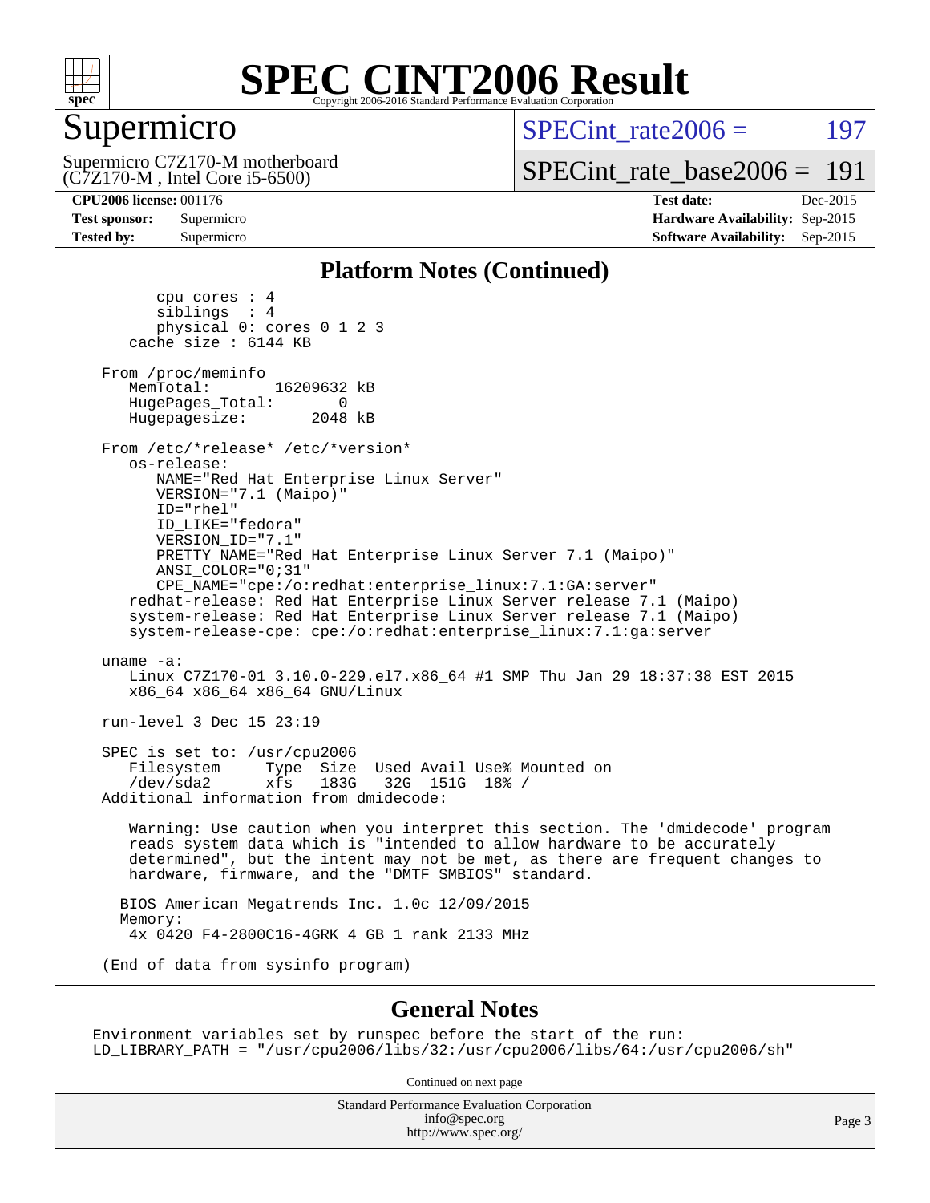# SPEC CINT2006 Result

Copyright 2006-2016 Standard Performance Evaluation Corporation

## Supermicro

Supermicro C7Z170-M motherboard
(C7Z170-M , Intel Core i5-6500)

SPECint_rate2006 = 197

SPECint_rate_base2006 = 191

| | | | |
|---|---|---|---|
| **CPU2006 license:** 001176 | | **Test date:** | Dec-2015 |
| **Test sponsor:** | Supermicro | **Hardware Availability:** | Sep-2015 |
| **Tested by:** | Supermicro | **Software Availability:** | Sep-2015 |

## Platform Notes (Continued)

```
        cpu cores : 4
        siblings  : 4
        physical 0: cores 0 1 2 3
     cache size : 6144 KB

  From /proc/meminfo
     MemTotal:       16209632 kB
     HugePages_Total:       0
     Hugepagesize:       2048 kB

  From /etc/*release* /etc/*version*
     os-release:
        NAME="Red Hat Enterprise Linux Server"
        VERSION="7.1 (Maipo)"
        ID="rhel"
        ID_LIKE="fedora"
        VERSION_ID="7.1"
        PRETTY_NAME="Red Hat Enterprise Linux Server 7.1 (Maipo)"
        ANSI_COLOR="0;31"
        CPE_NAME="cpe:/o:redhat:enterprise_linux:7.1:GA:server"
     redhat-release: Red Hat Enterprise Linux Server release 7.1 (Maipo)
     system-release: Red Hat Enterprise Linux Server release 7.1 (Maipo)
     system-release-cpe: cpe:/o:redhat:enterprise_linux:7.1:ga:server

  uname -a:
     Linux C7Z170-01 3.10.0-229.el7.x86_64 #1 SMP Thu Jan 29 18:37:38 EST 2015
     x86_64 x86_64 x86_64 GNU/Linux

  run-level 3 Dec 15 23:19

  SPEC is set to: /usr/cpu2006
     Filesystem     Type  Size  Used Avail Use% Mounted on
     /dev/sda2      xfs   183G   32G  151G  18% /
  Additional information from dmidecode:

     Warning: Use caution when you interpret this section. The 'dmidecode' program
     reads system data which is "intended to allow hardware to be accurately
     determined", but the intent may not be met, as there are frequent changes to
     hardware, firmware, and the "DMTF SMBIOS" standard.

    BIOS American Megatrends Inc. 1.0c 12/09/2015
    Memory:
     4x 0420 F4-2800C16-4GRK 4 GB 1 rank 2133 MHz

  (End of data from sysinfo program)
```

## General Notes

```
Environment variables set by runspec before the start of the run:
LD_LIBRARY_PATH = "/usr/cpu2006/libs/32:/usr/cpu2006/libs/64:/usr/cpu2006/sh"
```

Continued on next page

Standard Performance Evaluation Corporation
info@spec.org
http://www.spec.org/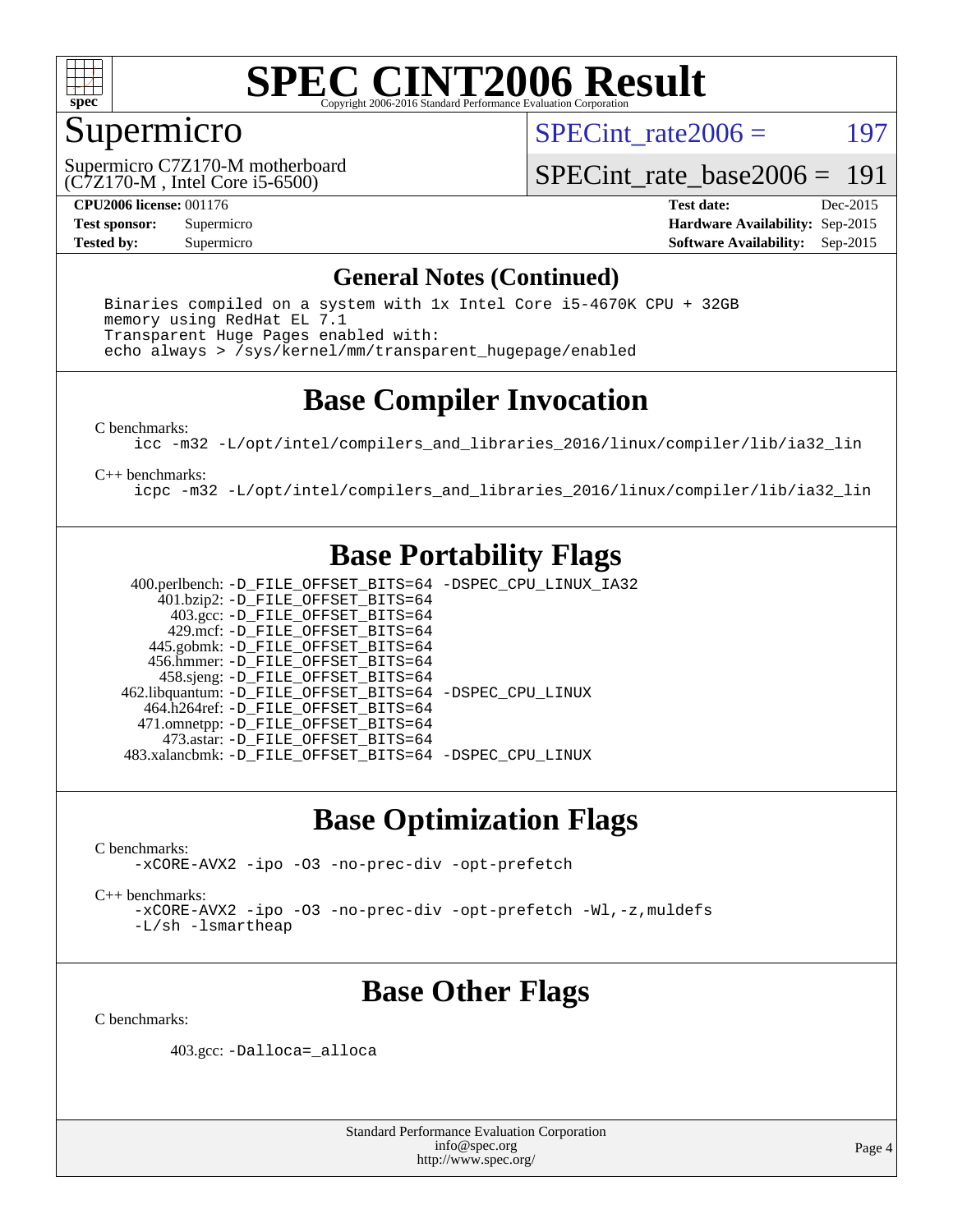# SPEC CINT2006 Result

Copyright 2006-2016 Standard Performance Evaluation Corporation

## Supermicro

Supermicro C7Z170-M motherboard
(C7Z170-M , Intel Core i5-6500)

SPECint_rate2006 = 197

SPECint_rate_base2006 = 191

**CPU2006 license:** 001176
**Test sponsor:** Supermicro
**Tested by:** Supermicro

**Test date:** Dec-2015
**Hardware Availability:** Sep-2015
**Software Availability:** Sep-2015

## General Notes (Continued)

```
Binaries compiled on a system with 1x Intel Core i5-4670K CPU + 32GB
memory using RedHat EL 7.1
Transparent Huge Pages enabled with:
echo always > /sys/kernel/mm/transparent_hugepage/enabled
```

## Base Compiler Invocation

C benchmarks:

```
icc -m32 -L/opt/intel/compilers_and_libraries_2016/linux/compiler/lib/ia32_lin
```

C++ benchmarks:

```
icpc -m32 -L/opt/intel/compilers_and_libraries_2016/linux/compiler/lib/ia32_lin
```

## Base Portability Flags

| Benchmark | Flags |
|---|---|
| 400.perlbench: | -D_FILE_OFFSET_BITS=64 -DSPEC_CPU_LINUX_IA32 |
| 401.bzip2: | -D_FILE_OFFSET_BITS=64 |
| 403.gcc: | -D_FILE_OFFSET_BITS=64 |
| 429.mcf: | -D_FILE_OFFSET_BITS=64 |
| 445.gobmk: | -D_FILE_OFFSET_BITS=64 |
| 456.hmmer: | -D_FILE_OFFSET_BITS=64 |
| 458.sjeng: | -D_FILE_OFFSET_BITS=64 |
| 462.libquantum: | -D_FILE_OFFSET_BITS=64 -DSPEC_CPU_LINUX |
| 464.h264ref: | -D_FILE_OFFSET_BITS=64 |
| 471.omnetpp: | -D_FILE_OFFSET_BITS=64 |
| 473.astar: | -D_FILE_OFFSET_BITS=64 |
| 483.xalancbmk: | -D_FILE_OFFSET_BITS=64 -DSPEC_CPU_LINUX |

## Base Optimization Flags

C benchmarks:

```
-xCORE-AVX2 -ipo -O3 -no-prec-div -opt-prefetch
```

C++ benchmarks:

```
-xCORE-AVX2 -ipo -O3 -no-prec-div -opt-prefetch -Wl,-z,muldefs
-L/sh -lsmartheap
```

## Base Other Flags

C benchmarks:

403.gcc: `-Dalloca=_alloca`

Standard Performance Evaluation Corporation
info@spec.org
http://www.spec.org/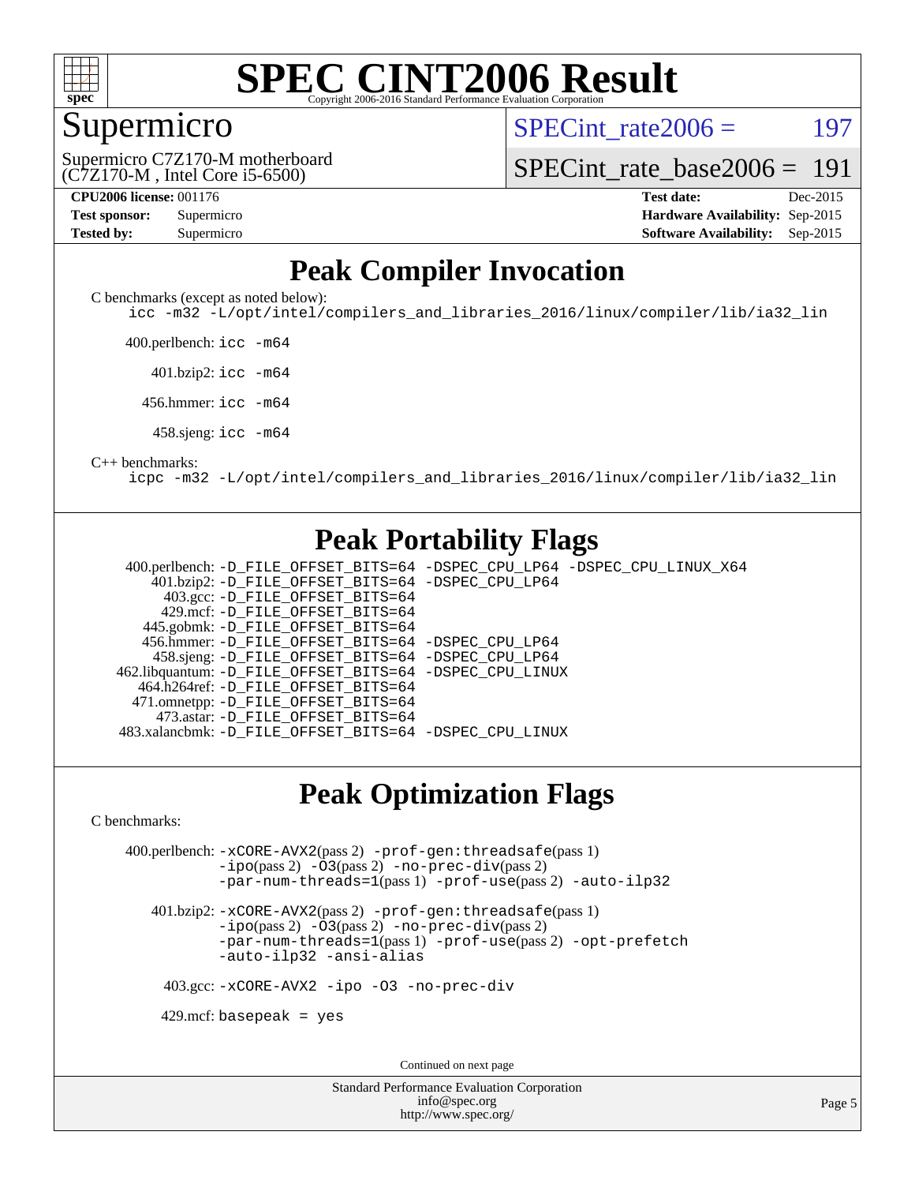# SPEC CINT2006 Result

Copyright 2006-2016 Standard Performance Evaluation Corporation

## Supermicro

Supermicro C7Z170-M motherboard
(C7Z170-M , Intel Core i5-6500)

SPECint_rate2006 = 197

SPECint_rate_base2006 = 191

| | | | |
|---|---|---|---|
| **CPU2006 license:** 001176 | | **Test date:** | Dec-2015 |
| **Test sponsor:** | Supermicro | **Hardware Availability:** | Sep-2015 |
| **Tested by:** | Supermicro | **Software Availability:** | Sep-2015 |

## Peak Compiler Invocation

C benchmarks (except as noted below):

```
icc -m32 -L/opt/intel/compilers_and_libraries_2016/linux/compiler/lib/ia32_lin
```

400.perlbench: `icc -m64`

401.bzip2: `icc -m64`

456.hmmer: `icc -m64`

458.sjeng: `icc -m64`

C++ benchmarks:

```
icpc -m32 -L/opt/intel/compilers_and_libraries_2016/linux/compiler/lib/ia32_lin
```

## Peak Portability Flags

400.perlbench: `-D_FILE_OFFSET_BITS=64 -DSPEC_CPU_LP64 -DSPEC_CPU_LINUX_X64`
401.bzip2: `-D_FILE_OFFSET_BITS=64 -DSPEC_CPU_LP64`
403.gcc: `-D_FILE_OFFSET_BITS=64`
429.mcf: `-D_FILE_OFFSET_BITS=64`
445.gobmk: `-D_FILE_OFFSET_BITS=64`
456.hmmer: `-D_FILE_OFFSET_BITS=64 -DSPEC_CPU_LP64`
458.sjeng: `-D_FILE_OFFSET_BITS=64 -DSPEC_CPU_LP64`
462.libquantum: `-D_FILE_OFFSET_BITS=64 -DSPEC_CPU_LINUX`
464.h264ref: `-D_FILE_OFFSET_BITS=64`
471.omnetpp: `-D_FILE_OFFSET_BITS=64`
473.astar: `-D_FILE_OFFSET_BITS=64`
483.xalancbmk: `-D_FILE_OFFSET_BITS=64 -DSPEC_CPU_LINUX`

## Peak Optimization Flags

C benchmarks:

400.perlbench: `-xCORE-AVX2`(pass 2) `-prof-gen:threadsafe`(pass 1) `-ipo`(pass 2) `-O3`(pass 2) `-no-prec-div`(pass 2) `-par-num-threads=1`(pass 1) `-prof-use`(pass 2) `-auto-ilp32`

401.bzip2: `-xCORE-AVX2`(pass 2) `-prof-gen:threadsafe`(pass 1) `-ipo`(pass 2) `-O3`(pass 2) `-no-prec-div`(pass 2) `-par-num-threads=1`(pass 1) `-prof-use`(pass 2) `-opt-prefetch` `-auto-ilp32` `-ansi-alias`

403.gcc: `-xCORE-AVX2 -ipo -O3 -no-prec-div`

429.mcf: `basepeak = yes`

Continued on next page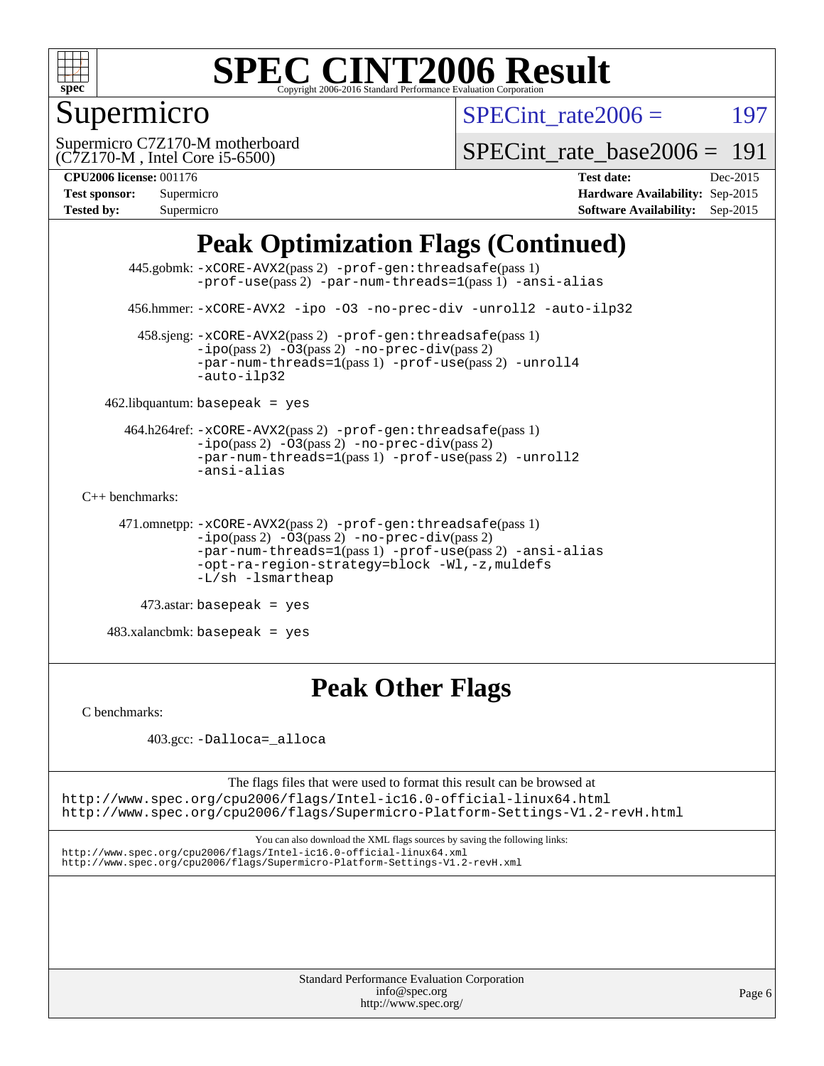# SPEC CINT2006 Result

Copyright 2006-2016 Standard Performance Evaluation Corporation

## Supermicro

Supermicro C7Z170-M motherboard
(C7Z170-M , Intel Core i5-6500)

SPECint_rate2006 = 197

SPECint_rate_base2006 = 191

**CPU2006 license:** 001176
**Test sponsor:** Supermicro
**Tested by:** Supermicro

**Test date:** Dec-2015
**Hardware Availability:** Sep-2015
**Software Availability:** Sep-2015

## Peak Optimization Flags (Continued)

445.gobmk: `-xCORE-AVX2`(pass 2) `-prof-gen:threadsafe`(pass 1) `-prof-use`(pass 2) `-par-num-threads=1`(pass 1) `-ansi-alias`

456.hmmer: `-xCORE-AVX2 -ipo -O3 -no-prec-div -unroll2 -auto-ilp32`

458.sjeng: `-xCORE-AVX2`(pass 2) `-prof-gen:threadsafe`(pass 1) `-ipo`(pass 2) `-O3`(pass 2) `-no-prec-div`(pass 2) `-par-num-threads=1`(pass 1) `-prof-use`(pass 2) `-unroll4 -auto-ilp32`

462.libquantum: `basepeak = yes`

464.h264ref: `-xCORE-AVX2`(pass 2) `-prof-gen:threadsafe`(pass 1) `-ipo`(pass 2) `-O3`(pass 2) `-no-prec-div`(pass 2) `-par-num-threads=1`(pass 1) `-prof-use`(pass 2) `-unroll2 -ansi-alias`

C++ benchmarks:

471.omnetpp: `-xCORE-AVX2`(pass 2) `-prof-gen:threadsafe`(pass 1) `-ipo`(pass 2) `-O3`(pass 2) `-no-prec-div`(pass 2) `-par-num-threads=1`(pass 1) `-prof-use`(pass 2) `-ansi-alias -opt-ra-region-strategy=block -Wl,-z,muldefs -L/sh -lsmartheap`

473.astar: `basepeak = yes`

483.xalancbmk: `basepeak = yes`

## Peak Other Flags

C benchmarks:

403.gcc: `-Dalloca=_alloca`

The flags files that were used to format this result can be browsed at
http://www.spec.org/cpu2006/flags/Intel-ic16.0-official-linux64.html
http://www.spec.org/cpu2006/flags/Supermicro-Platform-Settings-V1.2-revH.html

You can also download the XML flags sources by saving the following links:
http://www.spec.org/cpu2006/flags/Intel-ic16.0-official-linux64.xml
http://www.spec.org/cpu2006/flags/Supermicro-Platform-Settings-V1.2-revH.xml

Standard Performance Evaluation Corporation
info@spec.org
http://www.spec.org/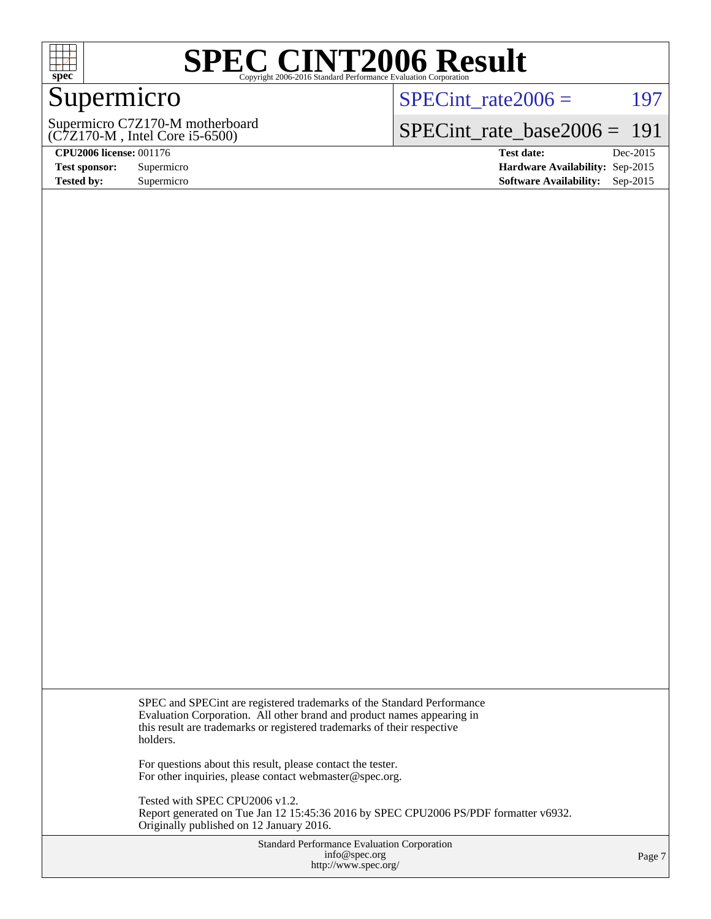SPEC and SPECint are registered trademarks of the Standard Performance Evaluation Corporation. All other brand and product names appearing in this result are trademarks or registered trademarks of their respective holders.

For questions about this result, please contact the tester.
For other inquiries, please contact webmaster@spec.org.

Tested with SPEC CPU2006 v1.2.
Report generated on Tue Jan 12 15:45:36 2016 by SPEC CPU2006 PS/PDF formatter v6932.
Originally published on 12 January 2016.